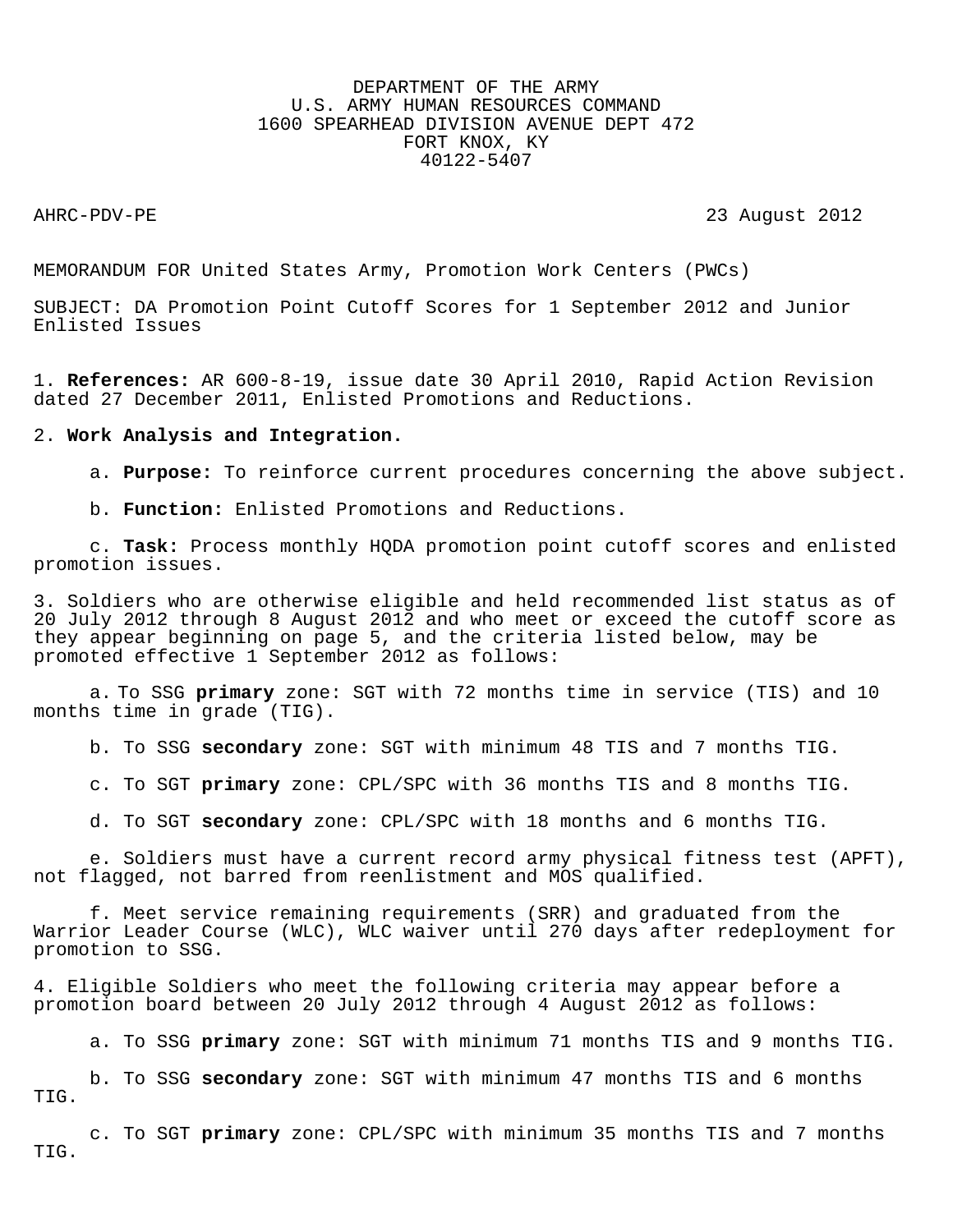DEPARTMENT OF THE ARMY
U.S. ARMY HUMAN RESOURCES COMMAND
1600 SPEARHEAD DIVISION AVENUE DEPT 472
FORT KNOX, KY
40122-5407

AHRC-PDV-PE 23 August 2012

MEMORANDUM FOR United States Army, Promotion Work Centers (PWCs)

SUBJECT: DA Promotion Point Cutoff Scores for 1 September 2012 and Junior Enlisted Issues

1. **References:** AR 600-8-19, issue date 30 April 2010, Rapid Action Revision dated 27 December 2011, Enlisted Promotions and Reductions.

2. **Work Analysis and Integration.**

   a. **Purpose:** To reinforce current procedures concerning the above subject.

   b. **Function:** Enlisted Promotions and Reductions.

   c. **Task:** Process monthly HQDA promotion point cutoff scores and enlisted promotion issues.

3. Soldiers who are otherwise eligible and held recommended list status as of 20 July 2012 through 8 August 2012 and who meet or exceed the cutoff score as they appear beginning on page 5, and the criteria listed below, may be promoted effective 1 September 2012 as follows:

   a. To SSG **primary** zone: SGT with 72 months time in service (TIS) and 10 months time in grade (TIG).

   b. To SSG **secondary** zone: SGT with minimum 48 TIS and 7 months TIG.

   c. To SGT **primary** zone: CPL/SPC with 36 months TIS and 8 months TIG.

   d. To SGT **secondary** zone: CPL/SPC with 18 months and 6 months TIG.

   e. Soldiers must have a current record army physical fitness test (APFT), not flagged, not barred from reenlistment and MOS qualified.

   f. Meet service remaining requirements (SRR) and graduated from the Warrior Leader Course (WLC), WLC waiver until 270 days after redeployment for promotion to SSG.

4. Eligible Soldiers who meet the following criteria may appear before a promotion board between 20 July 2012 through 4 August 2012 as follows:

   a. To SSG **primary** zone: SGT with minimum 71 months TIS and 9 months TIG.

   b. To SSG **secondary** zone: SGT with minimum 47 months TIS and 6 months TIG.

   c. To SGT **primary** zone: CPL/SPC with minimum 35 months TIS and 7 months TIG.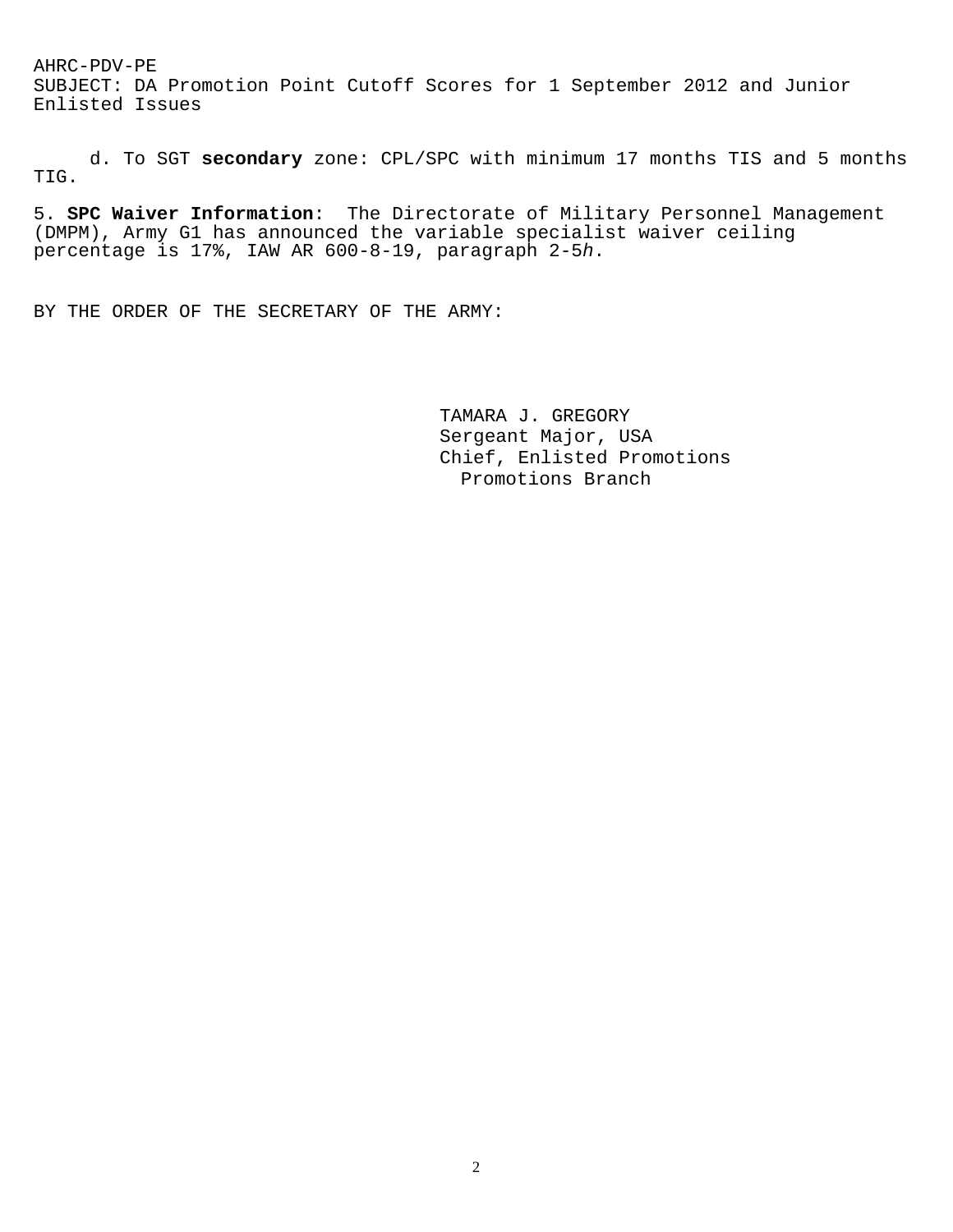AHRC-PDV-PE
SUBJECT: DA Promotion Point Cutoff Scores for 1 September 2012 and Junior Enlisted Issues

d. To SGT **secondary** zone: CPL/SPC with minimum 17 months TIS and 5 months TIG.

5. **SPC Waiver Information**: The Directorate of Military Personnel Management (DMPM), Army G1 has announced the variable specialist waiver ceiling percentage is 17%, IAW AR 600-8-19, paragraph 2-5*h*.

BY THE ORDER OF THE SECRETARY OF THE ARMY:

TAMARA J. GREGORY
Sergeant Major, USA
Chief, Enlisted Promotions
Promotions Branch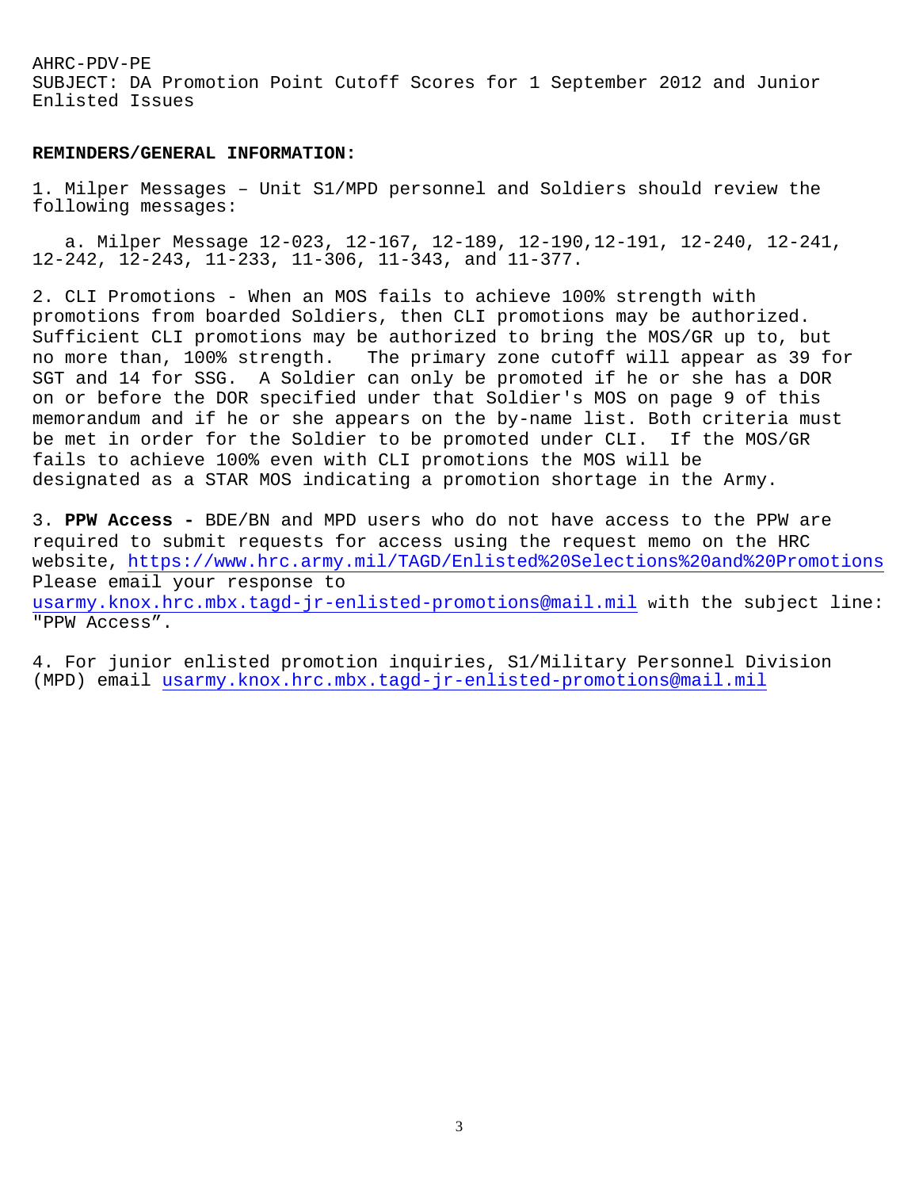AHRC-PDV-PE
SUBJECT: DA Promotion Point Cutoff Scores for 1 September 2012 and Junior Enlisted Issues

**REMINDERS/GENERAL INFORMATION:**

1. Milper Messages – Unit S1/MPD personnel and Soldiers should review the following messages:

   a. Milper Message 12-023, 12-167, 12-189, 12-190,12-191, 12-240, 12-241, 12-242, 12-243, 11-233, 11-306, 11-343, and 11-377.

2. CLI Promotions - When an MOS fails to achieve 100% strength with promotions from boarded Soldiers, then CLI promotions may be authorized. Sufficient CLI promotions may be authorized to bring the MOS/GR up to, but no more than, 100% strength. The primary zone cutoff will appear as 39 for SGT and 14 for SSG. A Soldier can only be promoted if he or she has a DOR on or before the DOR specified under that Soldier's MOS on page 9 of this memorandum and if he or she appears on the by-name list. Both criteria must be met in order for the Soldier to be promoted under CLI. If the MOS/GR fails to achieve 100% even with CLI promotions the MOS will be designated as a STAR MOS indicating a promotion shortage in the Army.

3. **PPW Access -** BDE/BN and MPD users who do not have access to the PPW are required to submit requests for access using the request memo on the HRC website, https://www.hrc.army.mil/TAGD/Enlisted%20Selections%20and%20Promotions Please email your response to usarmy.knox.hrc.mbx.tagd-jr-enlisted-promotions@mail.mil with the subject line: "PPW Access".

4. For junior enlisted promotion inquiries, S1/Military Personnel Division (MPD) email usarmy.knox.hrc.mbx.tagd-jr-enlisted-promotions@mail.mil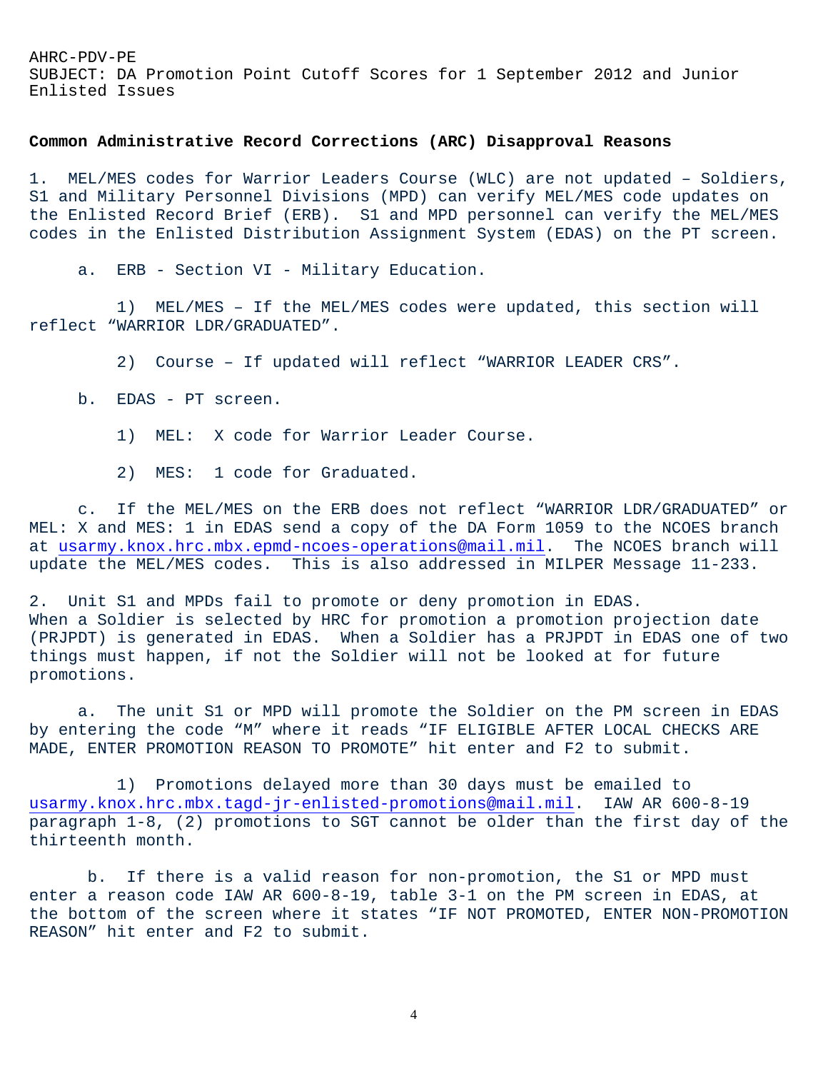AHRC-PDV-PE
SUBJECT: DA Promotion Point Cutoff Scores for 1 September 2012 and Junior Enlisted Issues

**Common Administrative Record Corrections (ARC) Disapproval Reasons**

1. MEL/MES codes for Warrior Leaders Course (WLC) are not updated – Soldiers, S1 and Military Personnel Divisions (MPD) can verify MEL/MES code updates on the Enlisted Record Brief (ERB). S1 and MPD personnel can verify the MEL/MES codes in the Enlisted Distribution Assignment System (EDAS) on the PT screen.

   a. ERB - Section VI - Military Education.

      1) MEL/MES – If the MEL/MES codes were updated, this section will reflect “WARRIOR LDR/GRADUATED”.

      2) Course – If updated will reflect “WARRIOR LEADER CRS”.

   b. EDAS - PT screen.

      1) MEL: X code for Warrior Leader Course.

      2) MES: 1 code for Graduated.

   c. If the MEL/MES on the ERB does not reflect “WARRIOR LDR/GRADUATED” or MEL: X and MES: 1 in EDAS send a copy of the DA Form 1059 to the NCOES branch at usarmy.knox.hrc.mbx.epmd-ncoes-operations@mail.mil. The NCOES branch will update the MEL/MES codes. This is also addressed in MILPER Message 11-233.

2. Unit S1 and MPDs fail to promote or deny promotion in EDAS. When a Soldier is selected by HRC for promotion a promotion projection date (PRJPDT) is generated in EDAS. When a Soldier has a PRJPDT in EDAS one of two things must happen, if not the Soldier will not be looked at for future promotions.

   a. The unit S1 or MPD will promote the Soldier on the PM screen in EDAS by entering the code “M” where it reads “IF ELIGIBLE AFTER LOCAL CHECKS ARE MADE, ENTER PROMOTION REASON TO PROMOTE” hit enter and F2 to submit.

      1) Promotions delayed more than 30 days must be emailed to usarmy.knox.hrc.mbx.tagd-jr-enlisted-promotions@mail.mil. IAW AR 600-8-19 paragraph 1-8, (2) promotions to SGT cannot be older than the first day of the thirteenth month.

   b. If there is a valid reason for non-promotion, the S1 or MPD must enter a reason code IAW AR 600-8-19, table 3-1 on the PM screen in EDAS, at the bottom of the screen where it states “IF NOT PROMOTED, ENTER NON-PROMOTION REASON” hit enter and F2 to submit.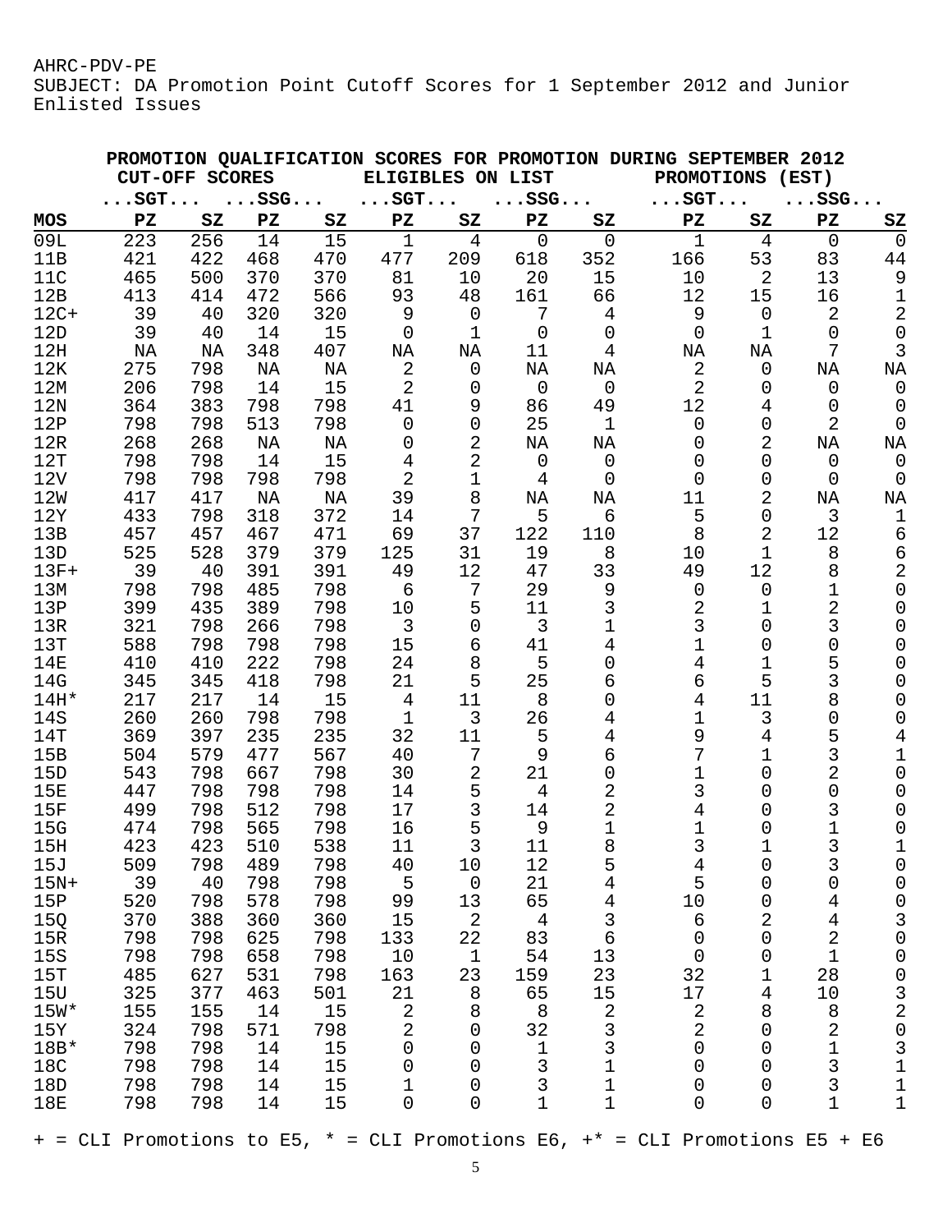AHRC-PDV-PE
SUBJECT: DA Promotion Point Cutoff Scores for 1 September 2012 and Junior Enlisted Issues

**PROMOTION QUALIFICATION SCORES FOR PROMOTION DURING SEPTEMBER 2012**

| | CUT-OFF SCORES | | | | ELIGIBLES ON LIST | | | | PROMOTIONS (EST) | | | |
|---|---|---|---|---|---|---|---|---|---|---|---|---|
| | ...SGT... | | ...SSG... | | ...SGT... | | ...SSG... | | ...SGT... | | ...SSG... | |
| **MOS** | **PZ** | **SZ** | **PZ** | **SZ** | **PZ** | **SZ** | **PZ** | **SZ** | **PZ** | **SZ** | **PZ** | **SZ** |
| 09L | 223 | 256 | 14 | 15 | 1 | 4 | 0 | 0 | 1 | 4 | 0 | 0 |
| 11B | 421 | 422 | 468 | 470 | 477 | 209 | 618 | 352 | 166 | 53 | 83 | 44 |
| 11C | 465 | 500 | 370 | 370 | 81 | 10 | 20 | 15 | 10 | 2 | 13 | 9 |
| 12B | 413 | 414 | 472 | 566 | 93 | 48 | 161 | 66 | 12 | 15 | 16 | 1 |
| 12C+ | 39 | 40 | 320 | 320 | 9 | 0 | 7 | 4 | 9 | 0 | 2 | 2 |
| 12D | 39 | 40 | 14 | 15 | 0 | 1 | 0 | 0 | 0 | 1 | 0 | 0 |
| 12H | NA | NA | 348 | 407 | NA | NA | 11 | 4 | NA | NA | 7 | 3 |
| 12K | 275 | 798 | NA | NA | 2 | 0 | NA | NA | 2 | 0 | NA | NA |
| 12M | 206 | 798 | 14 | 15 | 2 | 0 | 0 | 0 | 2 | 0 | 0 | 0 |
| 12N | 364 | 383 | 798 | 798 | 41 | 9 | 86 | 49 | 12 | 4 | 0 | 0 |
| 12P | 798 | 798 | 513 | 798 | 0 | 0 | 25 | 1 | 0 | 0 | 2 | 0 |
| 12R | 268 | 268 | NA | NA | 0 | 2 | NA | NA | 0 | 2 | NA | NA |
| 12T | 798 | 798 | 14 | 15 | 4 | 2 | 0 | 0 | 0 | 0 | 0 | 0 |
| 12V | 798 | 798 | 798 | 798 | 2 | 1 | 4 | 0 | 0 | 0 | 0 | 0 |
| 12W | 417 | 417 | NA | NA | 39 | 8 | NA | NA | 11 | 2 | NA | NA |
| 12Y | 433 | 798 | 318 | 372 | 14 | 7 | 5 | 6 | 5 | 0 | 3 | 1 |
| 13B | 457 | 457 | 467 | 471 | 69 | 37 | 122 | 110 | 8 | 2 | 12 | 6 |
| 13D | 525 | 528 | 379 | 379 | 125 | 31 | 19 | 8 | 10 | 1 | 8 | 6 |
| 13F+ | 39 | 40 | 391 | 391 | 49 | 12 | 47 | 33 | 49 | 12 | 8 | 2 |
| 13M | 798 | 798 | 485 | 798 | 6 | 7 | 29 | 9 | 0 | 0 | 1 | 0 |
| 13P | 399 | 435 | 389 | 798 | 10 | 5 | 11 | 3 | 2 | 1 | 2 | 0 |
| 13R | 321 | 798 | 266 | 798 | 3 | 0 | 3 | 1 | 3 | 0 | 3 | 0 |
| 13T | 588 | 798 | 798 | 798 | 15 | 6 | 41 | 4 | 1 | 0 | 0 | 0 |
| 14E | 410 | 410 | 222 | 798 | 24 | 8 | 5 | 0 | 4 | 1 | 5 | 0 |
| 14G | 345 | 345 | 418 | 798 | 21 | 5 | 25 | 6 | 6 | 5 | 3 | 0 |
| 14H* | 217 | 217 | 14 | 15 | 4 | 11 | 8 | 0 | 4 | 11 | 8 | 0 |
| 14S | 260 | 260 | 798 | 798 | 1 | 3 | 26 | 4 | 1 | 3 | 0 | 0 |
| 14T | 369 | 397 | 235 | 235 | 32 | 11 | 5 | 4 | 9 | 4 | 5 | 4 |
| 15B | 504 | 579 | 477 | 567 | 40 | 7 | 9 | 6 | 7 | 1 | 3 | 1 |
| 15D | 543 | 798 | 667 | 798 | 30 | 2 | 21 | 0 | 1 | 0 | 2 | 0 |
| 15E | 447 | 798 | 798 | 798 | 14 | 5 | 4 | 2 | 3 | 0 | 0 | 0 |
| 15F | 499 | 798 | 512 | 798 | 17 | 3 | 14 | 2 | 4 | 0 | 3 | 0 |
| 15G | 474 | 798 | 565 | 798 | 16 | 5 | 9 | 1 | 1 | 0 | 1 | 0 |
| 15H | 423 | 423 | 510 | 538 | 11 | 3 | 11 | 8 | 3 | 1 | 3 | 1 |
| 15J | 509 | 798 | 489 | 798 | 40 | 10 | 12 | 5 | 4 | 0 | 3 | 0 |
| 15N+ | 39 | 40 | 798 | 798 | 5 | 0 | 21 | 4 | 5 | 0 | 0 | 0 |
| 15P | 520 | 798 | 578 | 798 | 99 | 13 | 65 | 4 | 10 | 0 | 4 | 0 |
| 15Q | 370 | 388 | 360 | 360 | 15 | 2 | 4 | 3 | 6 | 2 | 4 | 3 |
| 15R | 798 | 798 | 625 | 798 | 133 | 22 | 83 | 6 | 0 | 0 | 2 | 0 |
| 15S | 798 | 798 | 658 | 798 | 10 | 1 | 54 | 13 | 0 | 0 | 1 | 0 |
| 15T | 485 | 627 | 531 | 798 | 163 | 23 | 159 | 23 | 32 | 1 | 28 | 0 |
| 15U | 325 | 377 | 463 | 501 | 21 | 8 | 65 | 15 | 17 | 4 | 10 | 3 |
| 15W* | 155 | 155 | 14 | 15 | 2 | 8 | 8 | 2 | 2 | 8 | 8 | 2 |
| 15Y | 324 | 798 | 571 | 798 | 2 | 0 | 32 | 3 | 2 | 0 | 2 | 0 |
| 18B* | 798 | 798 | 14 | 15 | 0 | 0 | 1 | 3 | 0 | 0 | 1 | 3 |
| 18C | 798 | 798 | 14 | 15 | 0 | 0 | 3 | 1 | 0 | 0 | 3 | 1 |
| 18D | 798 | 798 | 14 | 15 | 1 | 0 | 3 | 1 | 0 | 0 | 3 | 1 |
| 18E | 798 | 798 | 14 | 15 | 0 | 0 | 1 | 1 | 0 | 0 | 1 | 1 |

+ = CLI Promotions to E5, * = CLI Promotions E6, +* = CLI Promotions E5 + E6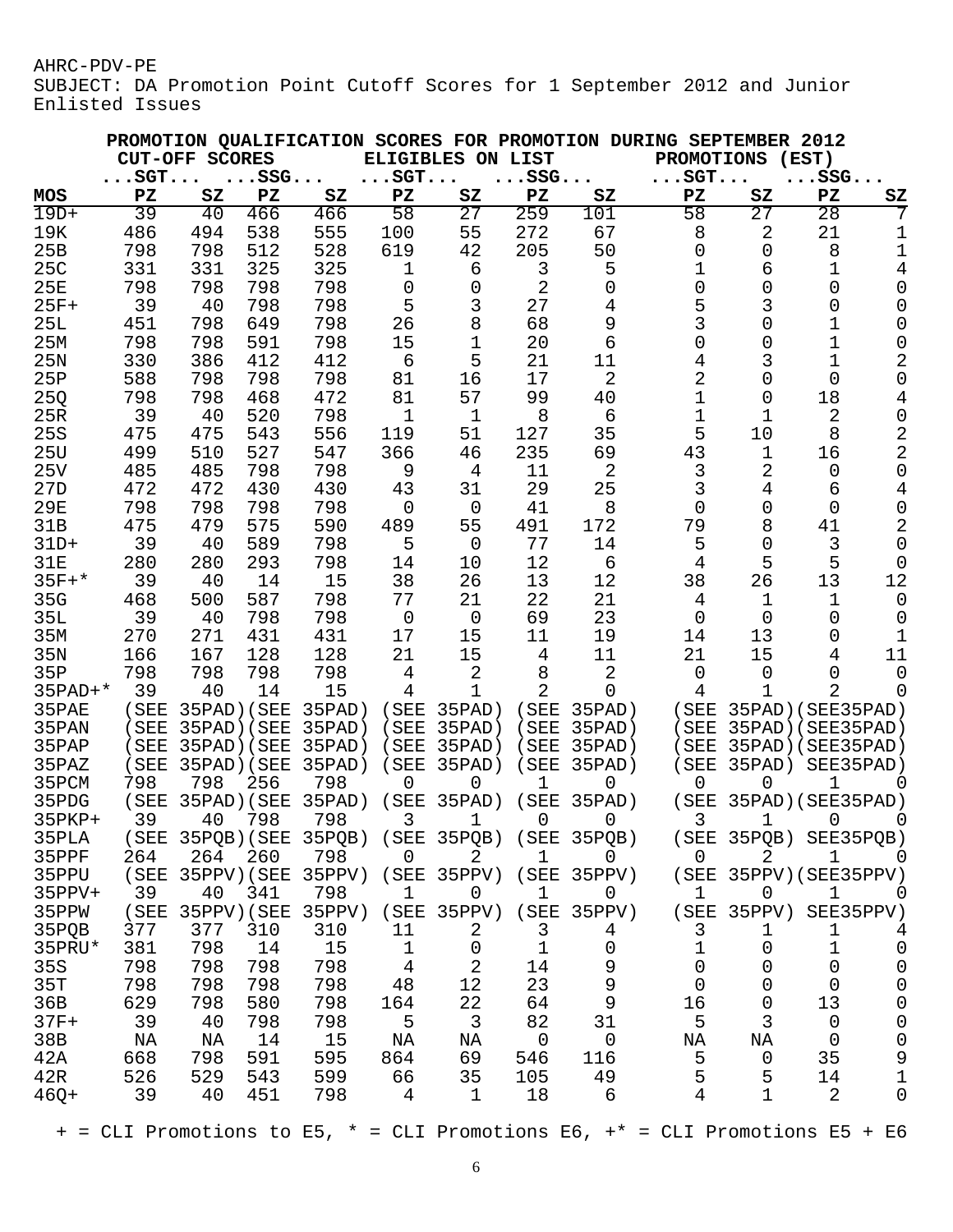AHRC-PDV-PE
SUBJECT: DA Promotion Point Cutoff Scores for 1 September 2012 and Junior Enlisted Issues

**PROMOTION QUALIFICATION SCORES FOR PROMOTION DURING SEPTEMBER 2012**

| | CUT-OFF SCORES | | | | ELIGIBLES ON LIST | | | | PROMOTIONS (EST) | | | |
|---|---|---|---|---|---|---|---|---|---|---|---|---|
| | ...SGT... | | ...SSG... | | ...SGT... | | ...SSG... | | ...SGT... | | ...SSG... | |
| MOS | PZ | SZ | PZ | SZ | PZ | SZ | PZ | SZ | PZ | SZ | PZ | SZ |
| 19D+ | 39 | 40 | 466 | 466 | 58 | 27 | 259 | 101 | 58 | 27 | 28 | 7 |
| 19K | 486 | 494 | 538 | 555 | 100 | 55 | 272 | 67 | 8 | 2 | 21 | 1 |
| 25B | 798 | 798 | 512 | 528 | 619 | 42 | 205 | 50 | 0 | 0 | 8 | 1 |
| 25C | 331 | 331 | 325 | 325 | 1 | 6 | 3 | 5 | 1 | 6 | 1 | 4 |
| 25E | 798 | 798 | 798 | 798 | 0 | 0 | 2 | 0 | 0 | 0 | 0 | 0 |
| 25F+ | 39 | 40 | 798 | 798 | 5 | 3 | 27 | 4 | 5 | 3 | 0 | 0 |
| 25L | 451 | 798 | 649 | 798 | 26 | 8 | 68 | 9 | 3 | 0 | 1 | 0 |
| 25M | 798 | 798 | 591 | 798 | 15 | 1 | 20 | 6 | 0 | 0 | 1 | 0 |
| 25N | 330 | 386 | 412 | 412 | 6 | 5 | 21 | 11 | 4 | 3 | 1 | 2 |
| 25P | 588 | 798 | 798 | 798 | 81 | 16 | 17 | 2 | 2 | 0 | 0 | 0 |
| 25Q | 798 | 798 | 468 | 472 | 81 | 57 | 99 | 40 | 1 | 0 | 18 | 4 |
| 25R | 39 | 40 | 520 | 798 | 1 | 1 | 8 | 6 | 1 | 1 | 2 | 0 |
| 25S | 475 | 475 | 543 | 556 | 119 | 51 | 127 | 35 | 5 | 10 | 8 | 2 |
| 25U | 499 | 510 | 527 | 547 | 366 | 46 | 235 | 69 | 43 | 1 | 16 | 2 |
| 25V | 485 | 485 | 798 | 798 | 9 | 4 | 11 | 2 | 3 | 2 | 0 | 0 |
| 27D | 472 | 472 | 430 | 430 | 43 | 31 | 29 | 25 | 3 | 4 | 6 | 4 |
| 29E | 798 | 798 | 798 | 798 | 0 | 0 | 41 | 8 | 0 | 0 | 0 | 0 |
| 31B | 475 | 479 | 575 | 590 | 489 | 55 | 491 | 172 | 79 | 8 | 41 | 2 |
| 31D+ | 39 | 40 | 589 | 798 | 5 | 0 | 77 | 14 | 5 | 0 | 3 | 0 |
| 31E | 280 | 280 | 293 | 798 | 14 | 10 | 12 | 6 | 4 | 5 | 5 | 0 |
| 35F+* | 39 | 40 | 14 | 15 | 38 | 26 | 13 | 12 | 38 | 26 | 13 | 12 |
| 35G | 468 | 500 | 587 | 798 | 77 | 21 | 22 | 21 | 4 | 1 | 1 | 0 |
| 35L | 39 | 40 | 798 | 798 | 0 | 0 | 69 | 23 | 0 | 0 | 0 | 0 |
| 35M | 270 | 271 | 431 | 431 | 17 | 15 | 11 | 19 | 14 | 13 | 0 | 1 |
| 35N | 166 | 167 | 128 | 128 | 21 | 15 | 4 | 11 | 21 | 15 | 4 | 11 |
| 35P | 798 | 798 | 798 | 798 | 4 | 2 | 8 | 2 | 0 | 0 | 0 | 0 |
| 35PAD+* | 39 | 40 | 14 | 15 | 4 | 1 | 2 | 0 | 4 | 1 | 2 | 0 |
| 35PAE | (SEE | 35PAD) | (SEE | 35PAD) | (SEE | 35PAD) | (SEE | 35PAD) | (SEE | 35PAD) | (SEE35PAD) | |
| 35PAN | (SEE | 35PAD) | (SEE | 35PAD) | (SEE | 35PAD) | (SEE | 35PAD) | (SEE | 35PAD) | (SEE35PAD) | |
| 35PAP | (SEE | 35PAD) | (SEE | 35PAD) | (SEE | 35PAD) | (SEE | 35PAD) | (SEE | 35PAD) | (SEE35PAD) | |
| 35PAZ | (SEE | 35PAD) | (SEE | 35PAD) | (SEE | 35PAD) | (SEE | 35PAD) | (SEE | 35PAD) | SEE35PAD) | |
| 35PCM | 798 | 798 | 256 | 798 | 0 | 0 | 1 | 0 | 0 | 0 | 1 | 0 |
| 35PDG | (SEE | 35PAD) | (SEE | 35PAD) | (SEE | 35PAD) | (SEE | 35PAD) | (SEE | 35PAD) | (SEE35PAD) | |
| 35PKP+ | 39 | 40 | 798 | 798 | 3 | 1 | 0 | 0 | 3 | 1 | 0 | 0 |
| 35PLA | (SEE | 35PQB) | (SEE | 35PQB) | (SEE | 35PQB) | (SEE | 35PQB) | (SEE | 35PQB) | SEE35PQB) | |
| 35PPF | 264 | 264 | 260 | 798 | 0 | 2 | 1 | 0 | 0 | 2 | 1 | 0 |
| 35PPU | (SEE | 35PPV) | (SEE | 35PPV) | (SEE | 35PPV) | (SEE | 35PPV) | (SEE | 35PPV) | (SEE35PPV) | |
| 35PPV+ | 39 | 40 | 341 | 798 | 1 | 0 | 1 | 0 | 1 | 0 | 1 | 0 |
| 35PPW | (SEE | 35PPV) | (SEE | 35PPV) | (SEE | 35PPV) | (SEE | 35PPV) | (SEE | 35PPV) | SEE35PPV) | |
| 35PQB | 377 | 377 | 310 | 310 | 11 | 2 | 3 | 4 | 3 | 1 | 1 | 4 |
| 35PRU* | 381 | 798 | 14 | 15 | 1 | 0 | 1 | 0 | 1 | 0 | 1 | 0 |
| 35S | 798 | 798 | 798 | 798 | 4 | 2 | 14 | 9 | 0 | 0 | 0 | 0 |
| 35T | 798 | 798 | 798 | 798 | 48 | 12 | 23 | 9 | 0 | 0 | 0 | 0 |
| 36B | 629 | 798 | 580 | 798 | 164 | 22 | 64 | 9 | 16 | 0 | 13 | 0 |
| 37F+ | 39 | 40 | 798 | 798 | 5 | 3 | 82 | 31 | 5 | 3 | 0 | 0 |
| 38B | NA | NA | 14 | 15 | NA | NA | 0 | 0 | NA | NA | 0 | 0 |
| 42A | 668 | 798 | 591 | 595 | 864 | 69 | 546 | 116 | 5 | 0 | 35 | 9 |
| 42R | 526 | 529 | 543 | 599 | 66 | 35 | 105 | 49 | 5 | 5 | 14 | 1 |
| 46Q+ | 39 | 40 | 451 | 798 | 4 | 1 | 18 | 6 | 4 | 1 | 2 | 0 |

+ = CLI Promotions to E5, * = CLI Promotions E6, +* = CLI Promotions E5 + E6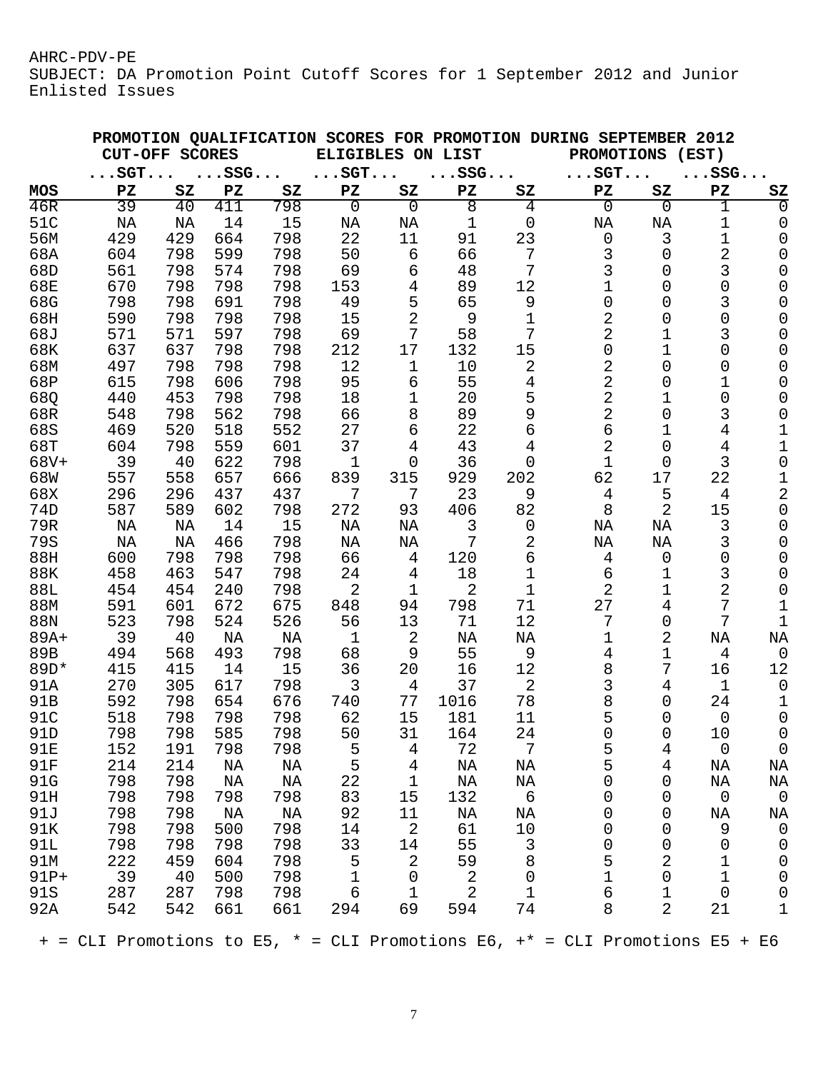AHRC-PDV-PE
SUBJECT: DA Promotion Point Cutoff Scores for 1 September 2012 and Junior Enlisted Issues

**PROMOTION QUALIFICATION SCORES FOR PROMOTION DURING SEPTEMBER 2012**

| | CUT-OFF SCORES | | | | ELIGIBLES ON LIST | | | | PROMOTIONS (EST) | | | |
|---|---|---|---|---|---|---|---|---|---|---|---|---|
| | ...SGT... | | ...SSG... | | ...SGT... | | ...SSG... | | ...SGT... | | ...SSG... | |
| **MOS** | **PZ** | **SZ** | **PZ** | **SZ** | **PZ** | **SZ** | **PZ** | **SZ** | **PZ** | **SZ** | **PZ** | **SZ** |
| 46R | 39 | 40 | 411 | 798 | 0 | 0 | 8 | 4 | 0 | 0 | 1 | 0 |
| 51C | NA | NA | 14 | 15 | NA | NA | 1 | 0 | NA | NA | 1 | 0 |
| 56M | 429 | 429 | 664 | 798 | 22 | 11 | 91 | 23 | 0 | 3 | 1 | 0 |
| 68A | 604 | 798 | 599 | 798 | 50 | 6 | 66 | 7 | 3 | 0 | 2 | 0 |
| 68D | 561 | 798 | 574 | 798 | 69 | 6 | 48 | 7 | 3 | 0 | 3 | 0 |
| 68E | 670 | 798 | 798 | 798 | 153 | 4 | 89 | 12 | 1 | 0 | 0 | 0 |
| 68G | 798 | 798 | 691 | 798 | 49 | 5 | 65 | 9 | 0 | 0 | 3 | 0 |
| 68H | 590 | 798 | 798 | 798 | 15 | 2 | 9 | 1 | 2 | 0 | 0 | 0 |
| 68J | 571 | 571 | 597 | 798 | 69 | 7 | 58 | 7 | 2 | 1 | 3 | 0 |
| 68K | 637 | 637 | 798 | 798 | 212 | 17 | 132 | 15 | 0 | 1 | 0 | 0 |
| 68M | 497 | 798 | 798 | 798 | 12 | 1 | 10 | 2 | 2 | 0 | 0 | 0 |
| 68P | 615 | 798 | 606 | 798 | 95 | 6 | 55 | 4 | 2 | 0 | 1 | 0 |
| 68Q | 440 | 453 | 798 | 798 | 18 | 1 | 20 | 5 | 2 | 1 | 0 | 0 |
| 68R | 548 | 798 | 562 | 798 | 66 | 8 | 89 | 9 | 2 | 0 | 3 | 0 |
| 68S | 469 | 520 | 518 | 552 | 27 | 6 | 22 | 6 | 6 | 1 | 4 | 1 |
| 68T | 604 | 798 | 559 | 601 | 37 | 4 | 43 | 4 | 2 | 0 | 4 | 1 |
| 68V+ | 39 | 40 | 622 | 798 | 1 | 0 | 36 | 0 | 1 | 0 | 3 | 0 |
| 68W | 557 | 558 | 657 | 666 | 839 | 315 | 929 | 202 | 62 | 17 | 22 | 1 |
| 68X | 296 | 296 | 437 | 437 | 7 | 7 | 23 | 9 | 4 | 5 | 4 | 2 |
| 74D | 587 | 589 | 602 | 798 | 272 | 93 | 406 | 82 | 8 | 2 | 15 | 0 |
| 79R | NA | NA | 14 | 15 | NA | NA | 3 | 0 | NA | NA | 3 | 0 |
| 79S | NA | NA | 466 | 798 | NA | NA | 7 | 2 | NA | NA | 3 | 0 |
| 88H | 600 | 798 | 798 | 798 | 66 | 4 | 120 | 6 | 4 | 0 | 0 | 0 |
| 88K | 458 | 463 | 547 | 798 | 24 | 4 | 18 | 1 | 6 | 1 | 3 | 0 |
| 88L | 454 | 454 | 240 | 798 | 2 | 1 | 2 | 1 | 2 | 1 | 2 | 0 |
| 88M | 591 | 601 | 672 | 675 | 848 | 94 | 798 | 71 | 27 | 4 | 7 | 1 |
| 88N | 523 | 798 | 524 | 526 | 56 | 13 | 71 | 12 | 7 | 0 | 7 | 1 |
| 89A+ | 39 | 40 | NA | NA | 1 | 2 | NA | NA | 1 | 2 | NA | NA |
| 89B | 494 | 568 | 493 | 798 | 68 | 9 | 55 | 9 | 4 | 1 | 4 | 0 |
| 89D* | 415 | 415 | 14 | 15 | 36 | 20 | 16 | 12 | 8 | 7 | 16 | 12 |
| 91A | 270 | 305 | 617 | 798 | 3 | 4 | 37 | 2 | 3 | 4 | 1 | 0 |
| 91B | 592 | 798 | 654 | 676 | 740 | 77 | 1016 | 78 | 8 | 0 | 24 | 1 |
| 91C | 518 | 798 | 798 | 798 | 62 | 15 | 181 | 11 | 5 | 0 | 0 | 0 |
| 91D | 798 | 798 | 585 | 798 | 50 | 31 | 164 | 24 | 0 | 0 | 10 | 0 |
| 91E | 152 | 191 | 798 | 798 | 5 | 4 | 72 | 7 | 5 | 4 | 0 | 0 |
| 91F | 214 | 214 | NA | NA | 5 | 4 | NA | NA | 5 | 4 | NA | NA |
| 91G | 798 | 798 | NA | NA | 22 | 1 | NA | NA | 0 | 0 | NA | NA |
| 91H | 798 | 798 | 798 | 798 | 83 | 15 | 132 | 6 | 0 | 0 | 0 | 0 |
| 91J | 798 | 798 | NA | NA | 92 | 11 | NA | NA | 0 | 0 | NA | NA |
| 91K | 798 | 798 | 500 | 798 | 14 | 2 | 61 | 10 | 0 | 0 | 9 | 0 |
| 91L | 798 | 798 | 798 | 798 | 33 | 14 | 55 | 3 | 0 | 0 | 0 | 0 |
| 91M | 222 | 459 | 604 | 798 | 5 | 2 | 59 | 8 | 5 | 2 | 1 | 0 |
| 91P+ | 39 | 40 | 500 | 798 | 1 | 0 | 2 | 0 | 1 | 0 | 1 | 0 |
| 91S | 287 | 287 | 798 | 798 | 6 | 1 | 2 | 1 | 6 | 1 | 0 | 0 |
| 92A | 542 | 542 | 661 | 661 | 294 | 69 | 594 | 74 | 8 | 2 | 21 | 1 |

+ = CLI Promotions to E5, * = CLI Promotions E6, +* = CLI Promotions E5 + E6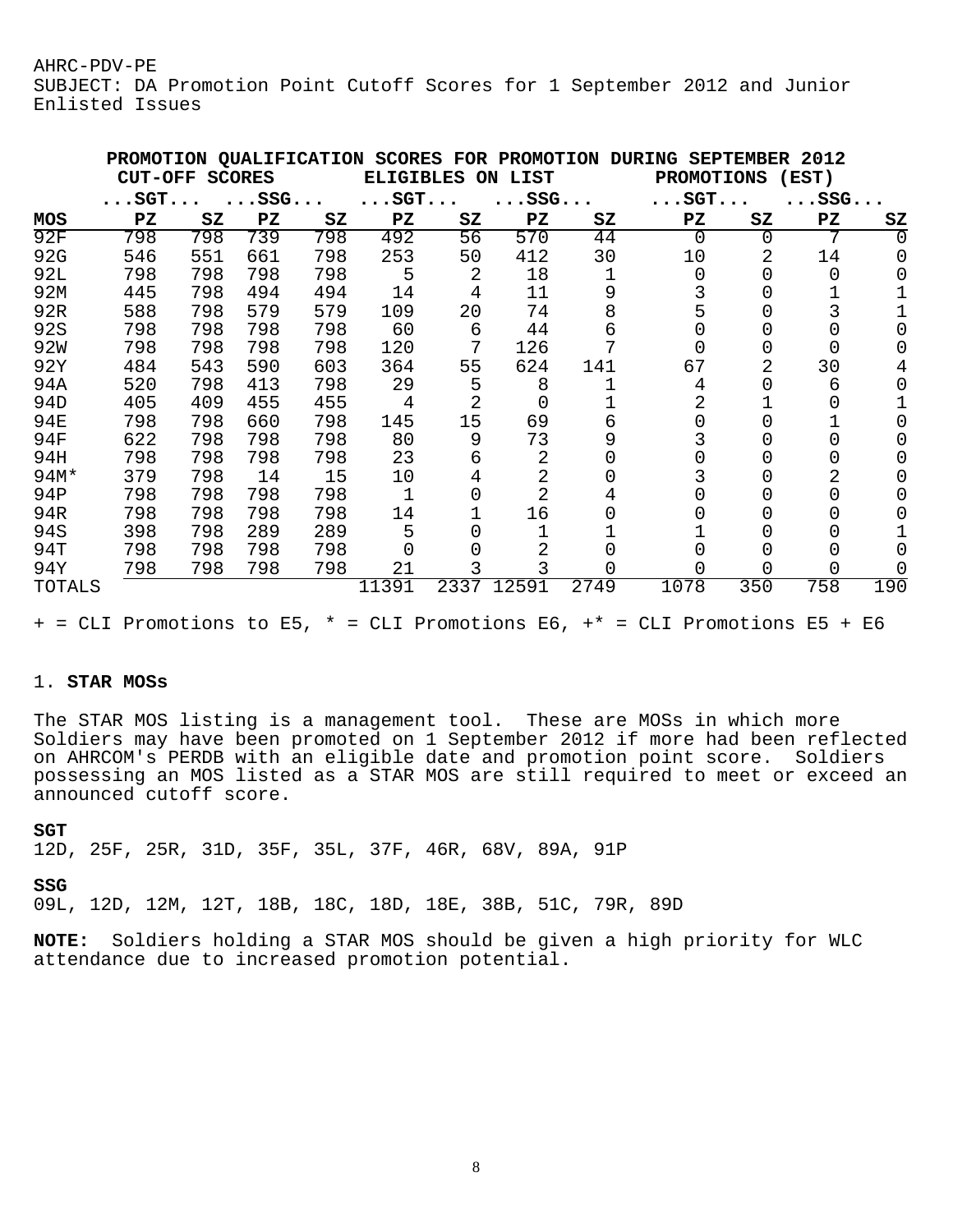AHRC-PDV-PE
SUBJECT: DA Promotion Point Cutoff Scores for 1 September 2012 and Junior Enlisted Issues

**PROMOTION QUALIFICATION SCORES FOR PROMOTION DURING SEPTEMBER 2012**

| | CUT-OFF SCORES | | | | ELIGIBLES ON LIST | | | | PROMOTIONS (EST) | | | |
|---|---|---|---|---|---|---|---|---|---|---|---|---|
| | ...SGT... | | ...SSG... | | ...SGT... | | ...SSG... | | ...SGT... | | ...SSG... | |
| **MOS** | **PZ** | **SZ** | **PZ** | **SZ** | **PZ** | **SZ** | **PZ** | **SZ** | **PZ** | **SZ** | **PZ** | **SZ** |
| 92F | 798 | 798 | 739 | 798 | 492 | 56 | 570 | 44 | 0 | 0 | 7 | 0 |
| 92G | 546 | 551 | 661 | 798 | 253 | 50 | 412 | 30 | 10 | 2 | 14 | 0 |
| 92L | 798 | 798 | 798 | 798 | 5 | 2 | 18 | 1 | 0 | 0 | 0 | 0 |
| 92M | 445 | 798 | 494 | 494 | 14 | 4 | 11 | 9 | 3 | 0 | 1 | 1 |
| 92R | 588 | 798 | 579 | 579 | 109 | 20 | 74 | 8 | 5 | 0 | 3 | 1 |
| 92S | 798 | 798 | 798 | 798 | 60 | 6 | 44 | 6 | 0 | 0 | 0 | 0 |
| 92W | 798 | 798 | 798 | 798 | 120 | 7 | 126 | 7 | 0 | 0 | 0 | 0 |
| 92Y | 484 | 543 | 590 | 603 | 364 | 55 | 624 | 141 | 67 | 2 | 30 | 4 |
| 94A | 520 | 798 | 413 | 798 | 29 | 5 | 8 | 1 | 4 | 0 | 6 | 0 |
| 94D | 405 | 409 | 455 | 455 | 4 | 2 | 0 | 1 | 2 | 1 | 0 | 1 |
| 94E | 798 | 798 | 660 | 798 | 145 | 15 | 69 | 6 | 0 | 0 | 1 | 0 |
| 94F | 622 | 798 | 798 | 798 | 80 | 9 | 73 | 9 | 3 | 0 | 0 | 0 |
| 94H | 798 | 798 | 798 | 798 | 23 | 6 | 2 | 0 | 0 | 0 | 0 | 0 |
| 94M* | 379 | 798 | 14 | 15 | 10 | 4 | 2 | 0 | 3 | 0 | 2 | 0 |
| 94P | 798 | 798 | 798 | 798 | 1 | 0 | 2 | 4 | 0 | 0 | 0 | 0 |
| 94R | 798 | 798 | 798 | 798 | 14 | 1 | 16 | 0 | 0 | 0 | 0 | 0 |
| 94S | 398 | 798 | 289 | 289 | 5 | 0 | 1 | 1 | 1 | 0 | 0 | 1 |
| 94T | 798 | 798 | 798 | 798 | 0 | 0 | 2 | 0 | 0 | 0 | 0 | 0 |
| 94Y | 798 | 798 | 798 | 798 | 21 | 3 | 3 | 0 | 0 | 0 | 0 | 0 |
| TOTALS | | | | | 11391 | 2337 | 12591 | 2749 | 1078 | 350 | 758 | 190 |

+ = CLI Promotions to E5, * = CLI Promotions E6, +* = CLI Promotions E5 + E6

1. **STAR MOSs**

The STAR MOS listing is a management tool. These are MOSs in which more Soldiers may have been promoted on 1 September 2012 if more had been reflected on AHRCOM's PERDB with an eligible date and promotion point score. Soldiers possessing an MOS listed as a STAR MOS are still required to meet or exceed an announced cutoff score.

**SGT**
12D, 25F, 25R, 31D, 35F, 35L, 37F, 46R, 68V, 89A, 91P

**SSG**
09L, 12D, 12M, 12T, 18B, 18C, 18D, 18E, 38B, 51C, 79R, 89D

**NOTE:** Soldiers holding a STAR MOS should be given a high priority for WLC attendance due to increased promotion potential.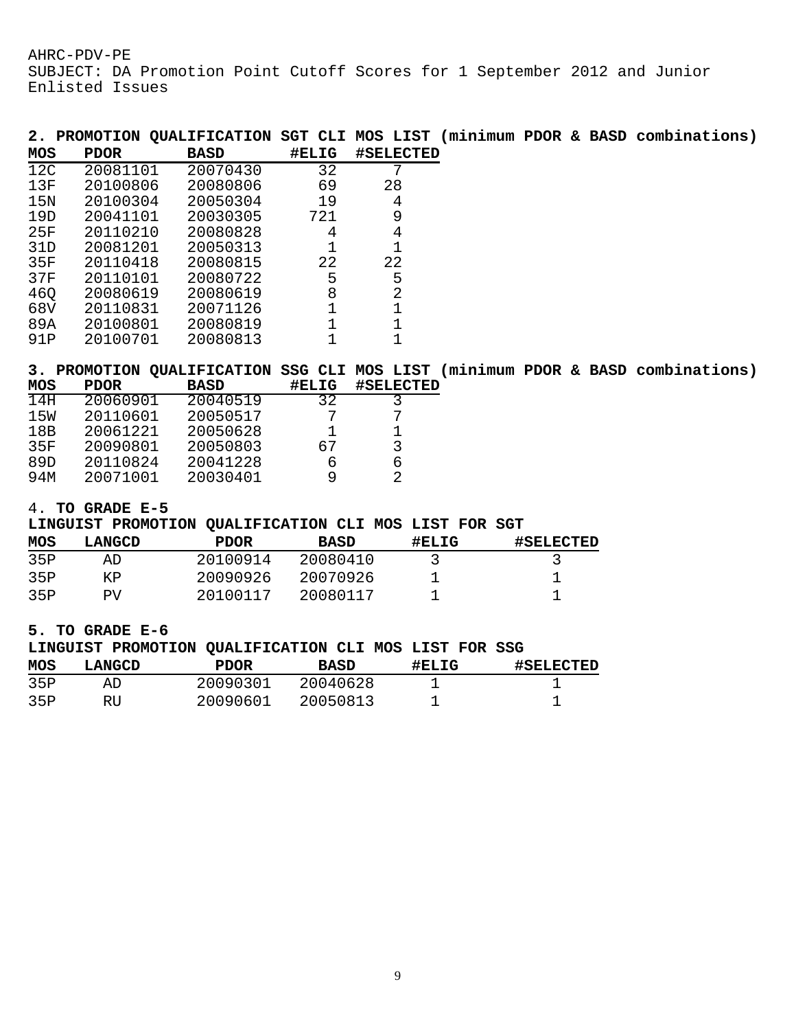AHRC-PDV-PE
SUBJECT: DA Promotion Point Cutoff Scores for 1 September 2012 and Junior Enlisted Issues

**2. PROMOTION QUALIFICATION SGT CLI MOS LIST (minimum PDOR & BASD combinations)**

| MOS | PDOR | BASD | #ELIG | #SELECTED |
|---|---|---|---|---|
| 12C | 20081101 | 20070430 | 32 | 7 |
| 13F | 20100806 | 20080806 | 69 | 28 |
| 15N | 20100304 | 20050304 | 19 | 4 |
| 19D | 20041101 | 20030305 | 721 | 9 |
| 25F | 20110210 | 20080828 | 4 | 4 |
| 31D | 20081201 | 20050313 | 1 | 1 |
| 35F | 20110418 | 20080815 | 22 | 22 |
| 37F | 20110101 | 20080722 | 5 | 5 |
| 46Q | 20080619 | 20080619 | 8 | 2 |
| 68V | 20110831 | 20071126 | 1 | 1 |
| 89A | 20100801 | 20080819 | 1 | 1 |
| 91P | 20100701 | 20080813 | 1 | 1 |

**3. PROMOTION QUALIFICATION SSG CLI MOS LIST (minimum PDOR & BASD combinations)**

| MOS | PDOR | BASD | #ELIG | #SELECTED |
|---|---|---|---|---|
| 14H | 20060901 | 20040519 | 32 | 3 |
| 15W | 20110601 | 20050517 | 7 | 7 |
| 18B | 20061221 | 20050628 | 1 | 1 |
| 35F | 20090801 | 20050803 | 67 | 3 |
| 89D | 20110824 | 20041228 | 6 | 6 |
| 94M | 20071001 | 20030401 | 9 | 2 |

4. **TO GRADE E-5**
**LINGUIST PROMOTION QUALIFICATION CLI MOS LIST FOR SGT**

| MOS | LANGCD | PDOR | BASD | #ELIG | #SELECTED |
|---|---|---|---|---|---|
| 35P | AD | 20100914 | 20080410 | 3 | 3 |
| 35P | KP | 20090926 | 20070926 | 1 | 1 |
| 35P | PV | 20100117 | 20080117 | 1 | 1 |

**5. TO GRADE E-6**
**LINGUIST PROMOTION QUALIFICATION CLI MOS LIST FOR SSG**

| MOS | LANGCD | PDOR | BASD | #ELIG | #SELECTED |
|---|---|---|---|---|---|
| 35P | AD | 20090301 | 20040628 | 1 | 1 |
| 35P | RU | 20090601 | 20050813 | 1 | 1 |